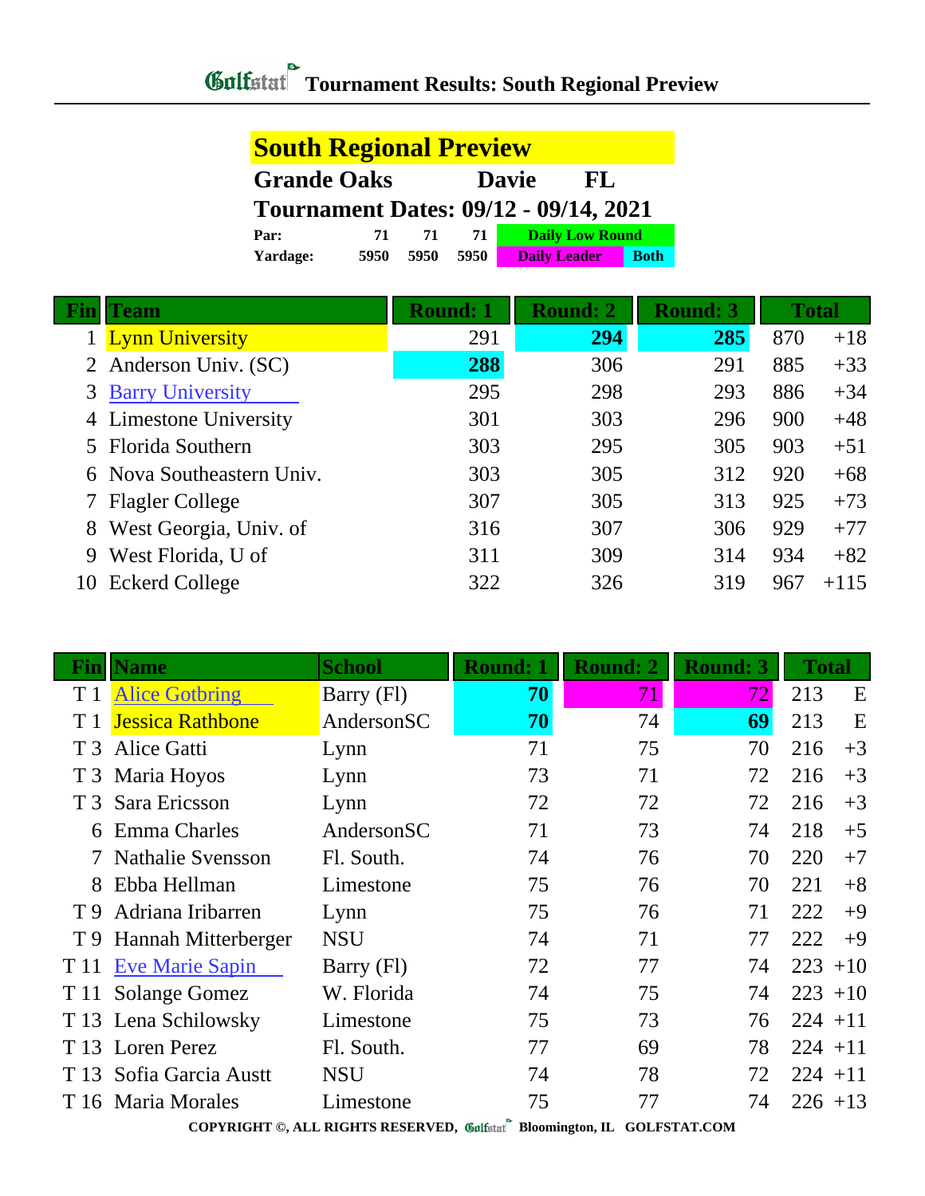# Golfstat Tournament Results: South Regional Preview

## South Regional Preview

**Grande Oaks** **Davie** **FL**

**Tournament Dates: 09/12 - 09/14, 2021**

| | | | | |
|---|---|---|---|---|
| **Par:** | 71 | 71 | 71 | Daily Low Round |
| **Yardage:** | 5950 | 5950 | 5950 | Daily Leader / Both |

| Fin | Team | Round: 1 | Round: 2 | Round: 3 | Total | |
|---|---|---|---|---|---|---|
| 1 | Lynn University | 291 | **294** | **285** | 870 | +18 |
| 2 | Anderson Univ. (SC) | **288** | 306 | 291 | 885 | +33 |
| 3 | Barry University | 295 | 298 | 293 | 886 | +34 |
| 4 | Limestone University | 301 | 303 | 296 | 900 | +48 |
| 5 | Florida Southern | 303 | 295 | 305 | 903 | +51 |
| 6 | Nova Southeastern Univ. | 303 | 305 | 312 | 920 | +68 |
| 7 | Flagler College | 307 | 305 | 313 | 925 | +73 |
| 8 | West Georgia, Univ. of | 316 | 307 | 306 | 929 | +77 |
| 9 | West Florida, U of | 311 | 309 | 314 | 934 | +82 |
| 10 | Eckerd College | 322 | 326 | 319 | 967 | +115 |

| Fin | Name | School | Round: 1 | Round: 2 | Round: 3 | Total | |
|---|---|---|---|---|---|---|---|
| T 1 | Alice Gotbring | Barry (Fl) | **70** | 71 | 72 | 213 | E |
| T 1 | Jessica Rathbone | AndersonSC | **70** | 74 | **69** | 213 | E |
| T 3 | Alice Gatti | Lynn | 71 | 75 | 70 | 216 | +3 |
| T 3 | Maria Hoyos | Lynn | 73 | 71 | 72 | 216 | +3 |
| T 3 | Sara Ericsson | Lynn | 72 | 72 | 72 | 216 | +3 |
| 6 | Emma Charles | AndersonSC | 71 | 73 | 74 | 218 | +5 |
| 7 | Nathalie Svensson | Fl. South. | 74 | 76 | 70 | 220 | +7 |
| 8 | Ebba Hellman | Limestone | 75 | 76 | 70 | 221 | +8 |
| T 9 | Adriana Iribarren | Lynn | 75 | 76 | 71 | 222 | +9 |
| T 9 | Hannah Mitterberger | NSU | 74 | 71 | 77 | 222 | +9 |
| T 11 | Eve Marie Sapin | Barry (Fl) | 72 | 77 | 74 | 223 | +10 |
| T 11 | Solange Gomez | W. Florida | 74 | 75 | 74 | 223 | +10 |
| T 13 | Lena Schilowsky | Limestone | 75 | 73 | 76 | 224 | +11 |
| T 13 | Loren Perez | Fl. South. | 77 | 69 | 78 | 224 | +11 |
| T 13 | Sofia Garcia Austt | NSU | 74 | 78 | 72 | 224 | +11 |
| T 16 | Maria Morales | Limestone | 75 | 77 | 74 | 226 | +13 |

COPYRIGHT ©, ALL RIGHTS RESERVED, Golfstat Bloomington, IL GOLFSTAT.COM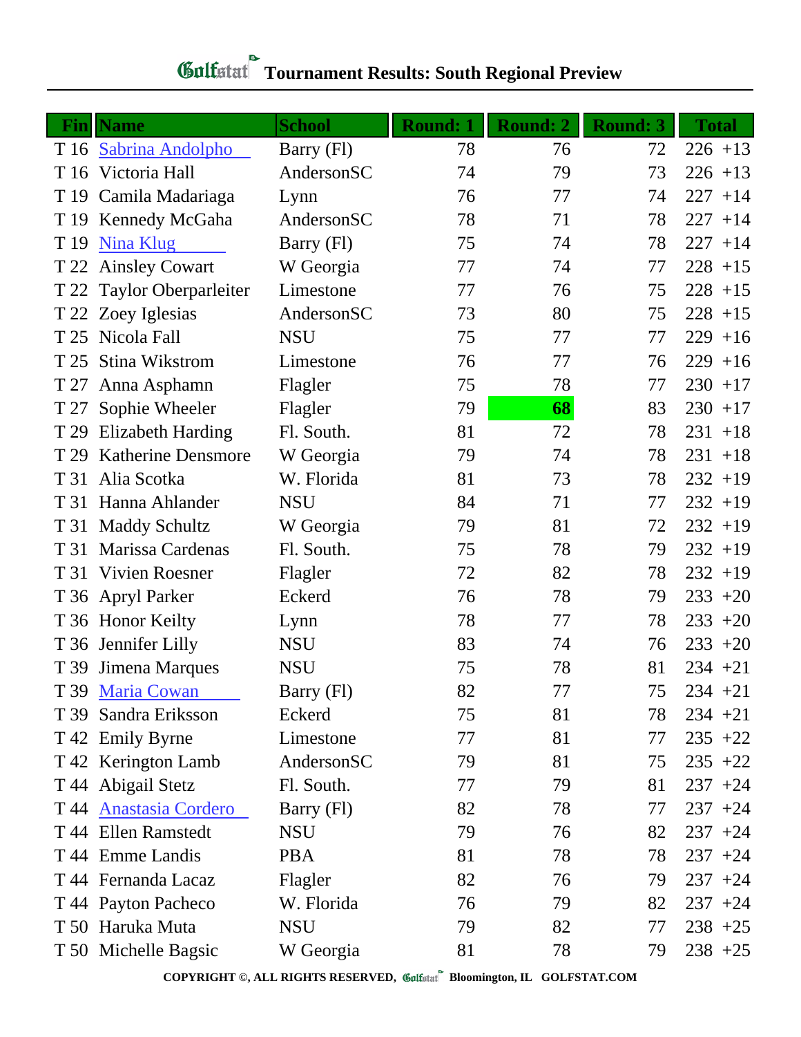# Tournament Results: South Regional Preview

| Fin | Name | School | Round: 1 | Round: 2 | Round: 3 | Total | |
|---|---|---|---|---|---|---|---|
| T 16 | Sabrina Andolpho | Barry (Fl) | 78 | 76 | 72 | 226 | +13 |
| T 16 | Victoria Hall | AndersonSC | 74 | 79 | 73 | 226 | +13 |
| T 19 | Camila Madariaga | Lynn | 76 | 77 | 74 | 227 | +14 |
| T 19 | Kennedy McGaha | AndersonSC | 78 | 71 | 78 | 227 | +14 |
| T 19 | Nina Klug | Barry (Fl) | 75 | 74 | 78 | 227 | +14 |
| T 22 | Ainsley Cowart | W Georgia | 77 | 74 | 77 | 228 | +15 |
| T 22 | Taylor Oberparleiter | Limestone | 77 | 76 | 75 | 228 | +15 |
| T 22 | Zoey Iglesias | AndersonSC | 73 | 80 | 75 | 228 | +15 |
| T 25 | Nicola Fall | NSU | 75 | 77 | 77 | 229 | +16 |
| T 25 | Stina Wikstrom | Limestone | 76 | 77 | 76 | 229 | +16 |
| T 27 | Anna Asphamn | Flagler | 75 | 78 | 77 | 230 | +17 |
| T 27 | Sophie Wheeler | Flagler | 79 | **68** | 83 | 230 | +17 |
| T 29 | Elizabeth Harding | Fl. South. | 81 | 72 | 78 | 231 | +18 |
| T 29 | Katherine Densmore | W Georgia | 79 | 74 | 78 | 231 | +18 |
| T 31 | Alia Scotka | W. Florida | 81 | 73 | 78 | 232 | +19 |
| T 31 | Hanna Ahlander | NSU | 84 | 71 | 77 | 232 | +19 |
| T 31 | Maddy Schultz | W Georgia | 79 | 81 | 72 | 232 | +19 |
| T 31 | Marissa Cardenas | Fl. South. | 75 | 78 | 79 | 232 | +19 |
| T 31 | Vivien Roesner | Flagler | 72 | 82 | 78 | 232 | +19 |
| T 36 | Apryl Parker | Eckerd | 76 | 78 | 79 | 233 | +20 |
| T 36 | Honor Keilty | Lynn | 78 | 77 | 78 | 233 | +20 |
| T 36 | Jennifer Lilly | NSU | 83 | 74 | 76 | 233 | +20 |
| T 39 | Jimena Marques | NSU | 75 | 78 | 81 | 234 | +21 |
| T 39 | Maria Cowan | Barry (Fl) | 82 | 77 | 75 | 234 | +21 |
| T 39 | Sandra Eriksson | Eckerd | 75 | 81 | 78 | 234 | +21 |
| T 42 | Emily Byrne | Limestone | 77 | 81 | 77 | 235 | +22 |
| T 42 | Kerington Lamb | AndersonSC | 79 | 81 | 75 | 235 | +22 |
| T 44 | Abigail Stetz | Fl. South. | 77 | 79 | 81 | 237 | +24 |
| T 44 | Anastasia Cordero | Barry (Fl) | 82 | 78 | 77 | 237 | +24 |
| T 44 | Ellen Ramstedt | NSU | 79 | 76 | 82 | 237 | +24 |
| T 44 | Emme Landis | PBA | 81 | 78 | 78 | 237 | +24 |
| T 44 | Fernanda Lacaz | Flagler | 82 | 76 | 79 | 237 | +24 |
| T 44 | Payton Pacheco | W. Florida | 76 | 79 | 82 | 237 | +24 |
| T 50 | Haruka Muta | NSU | 79 | 82 | 77 | 238 | +25 |
| T 50 | Michelle Bagsic | W Georgia | 81 | 78 | 79 | 238 | +25 |

COPYRIGHT ©, ALL RIGHTS RESERVED, Golfstat Bloomington, IL GOLFSTAT.COM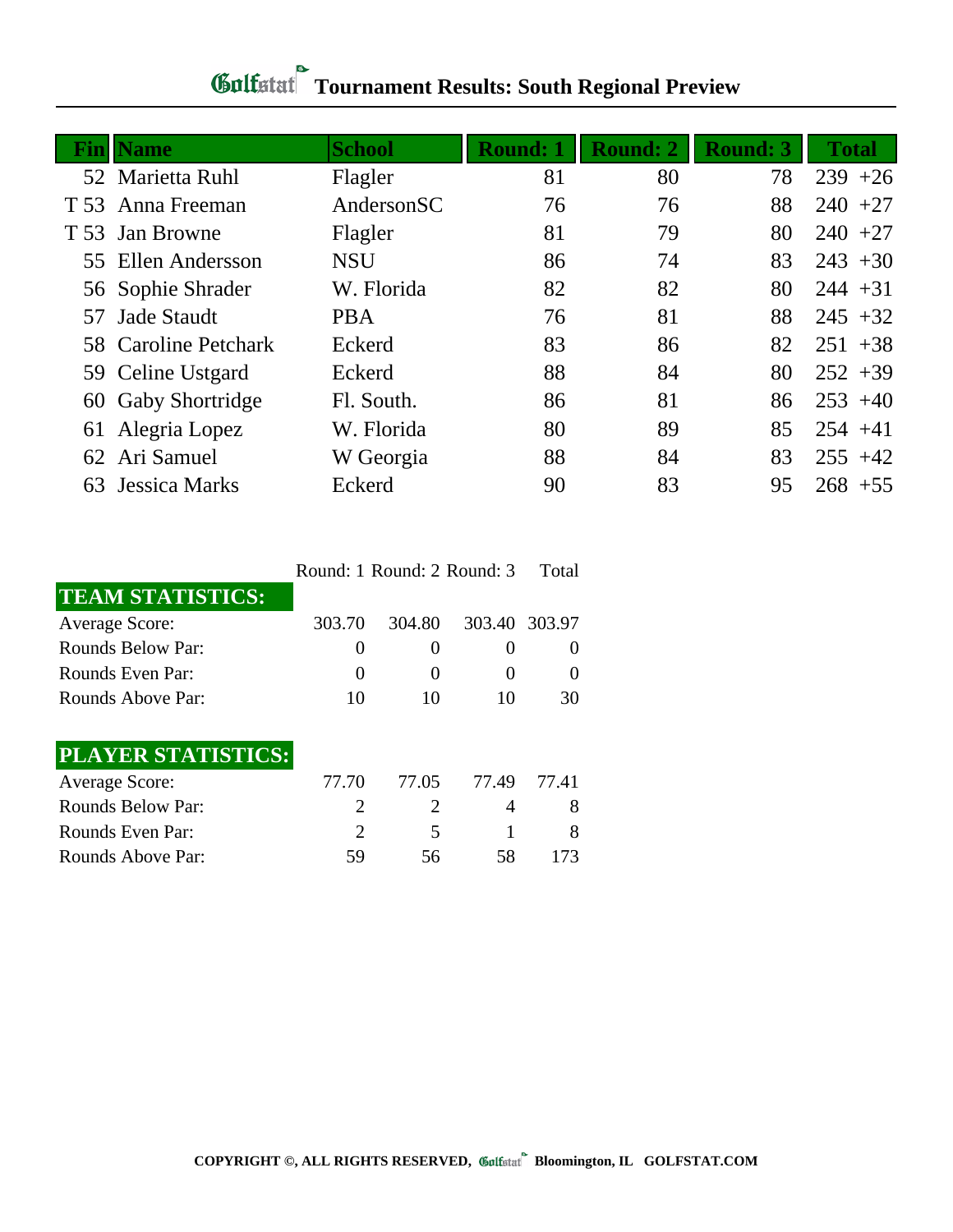# Golfstat Tournament Results: South Regional Preview

| Fin | Name | School | Round: 1 | Round: 2 | Round: 3 | Total | |
|---|---|---|---|---|---|---|---|
| 52 | Marietta Ruhl | Flagler | 81 | 80 | 78 | 239 | +26 |
| T 53 | Anna Freeman | AndersonSC | 76 | 76 | 88 | 240 | +27 |
| T 53 | Jan Browne | Flagler | 81 | 79 | 80 | 240 | +27 |
| 55 | Ellen Andersson | NSU | 86 | 74 | 83 | 243 | +30 |
| 56 | Sophie Shrader | W. Florida | 82 | 82 | 80 | 244 | +31 |
| 57 | Jade Staudt | PBA | 76 | 81 | 88 | 245 | +32 |
| 58 | Caroline Petchark | Eckerd | 83 | 86 | 82 | 251 | +38 |
| 59 | Celine Ustgard | Eckerd | 88 | 84 | 80 | 252 | +39 |
| 60 | Gaby Shortridge | Fl. South. | 86 | 81 | 86 | 253 | +40 |
| 61 | Alegria Lopez | W. Florida | 80 | 89 | 85 | 254 | +41 |
| 62 | Ari Samuel | W Georgia | 88 | 84 | 83 | 255 | +42 |
| 63 | Jessica Marks | Eckerd | 90 | 83 | 95 | 268 | +55 |

| | Round: 1 | Round: 2 | Round: 3 | Total |
|---|---|---|---|---|
| **TEAM STATISTICS:** | | | | |
| Average Score: | 303.70 | 304.80 | 303.40 | 303.97 |
| Rounds Below Par: | 0 | 0 | 0 | 0 |
| Rounds Even Par: | 0 | 0 | 0 | 0 |
| Rounds Above Par: | 10 | 10 | 10 | 30 |
| **PLAYER STATISTICS:** | | | | |
| Average Score: | 77.70 | 77.05 | 77.49 | 77.41 |
| Rounds Below Par: | 2 | 2 | 4 | 8 |
| Rounds Even Par: | 2 | 5 | 1 | 8 |
| Rounds Above Par: | 59 | 56 | 58 | 173 |

COPYRIGHT ©, ALL RIGHTS RESERVED, Golfstat Bloomington, IL GOLFSTAT.COM